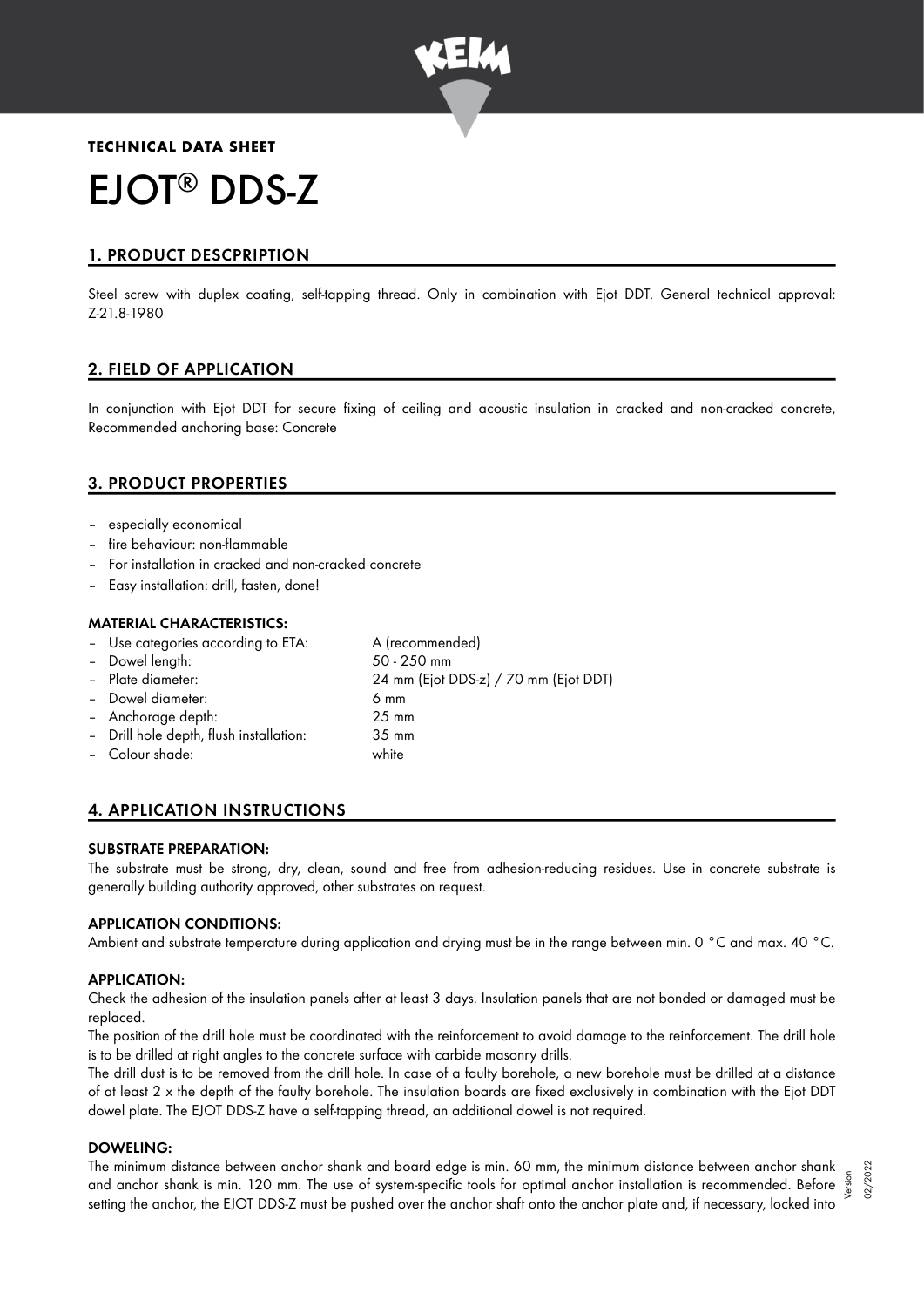**TECHNICAL DATA SHEET**

# EJOT® DDS-Z

## 1. PRODUCT DESCPRIPTION

Steel screw with duplex coating, self-tapping thread. Only in combination with Ejot DDT. General technical approval: Z-21.8-1980

## 2. FIELD OF APPLICATION

In conjunction with Ejot DDT for secure fixing of ceiling and acoustic insulation in cracked and non-cracked concrete, Recommended anchoring base: Concrete

## 3. PRODUCT PROPERTIES

- especially economical
- fire behaviour: non-flammable
- For installation in cracked and non-cracked concrete
- Easy installation: drill, fasten, done!

### MATERIAL CHARACTERISTICS:

- Use categories according to ETA: A (recommended)
- Dowel length: 50 - 250 mm
- Plate diameter: 24 mm (Ejot DDS-z) / 70 mm (Ejot DDT)
- Dowel diameter: 6 mm
- Anchorage depth: 25 mm
- Drill hole depth, flush installation: 35 mm
- Colour shade: white

## 4. APPLICATION INSTRUCTIONS

### SUBSTRATE PREPARATION:

The substrate must be strong, dry, clean, sound and free from adhesion-reducing residues. Use in concrete substrate is generally building authority approved, other substrates on request.

### APPLICATION CONDITIONS:

Ambient and substrate temperature during application and drying must be in the range between min. 0 °C and max. 40 °C.

### APPLICATION:

Check the adhesion of the insulation panels after at least 3 days. Insulation panels that are not bonded or damaged must be replaced.

The position of the drill hole must be coordinated with the reinforcement to avoid damage to the reinforcement. The drill hole is to be drilled at right angles to the concrete surface with carbide masonry drills.

The drill dust is to be removed from the drill hole. In case of a faulty borehole, a new borehole must be drilled at a distance of at least 2 x the depth of the faulty borehole. The insulation boards are fixed exclusively in combination with the Ejot DDT dowel plate. The EJOT DDS-Z have a self-tapping thread, an additional dowel is not required.

### DOWELING:

The minimum distance between anchor shank and board edge is min. 60 mm, the minimum distance between anchor shank and anchor shank is min. 120 mm. The use of system-specific tools for optimal anchor installation is recommended. Before setting the anchor, the EJOT DDS-Z must be pushed over the anchor shaft onto the anchor plate and, if necessary, locked into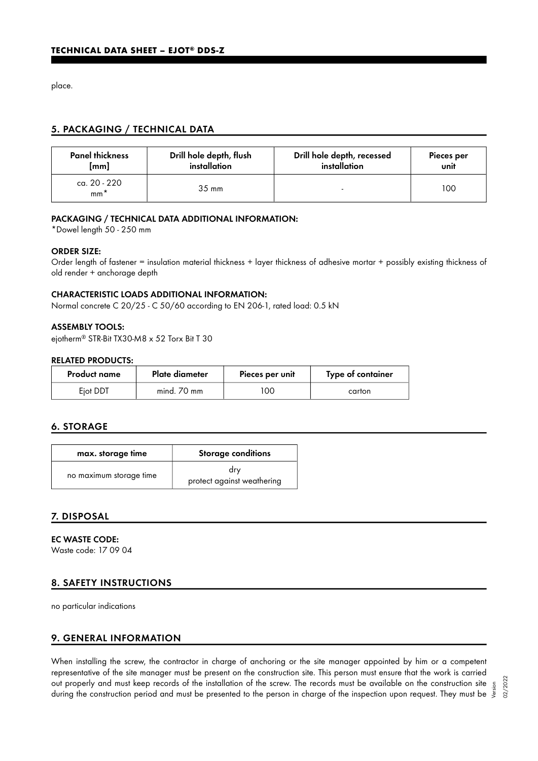place.

## 5. PACKAGING / TECHNICAL DATA

| Panel thickness [mm] | Drill hole depth, flush installation | Drill hole depth, recessed installation | Pieces per unit |
|---|---|---|---|
| ca. 20 - 220 mm* | 35 mm | - | 100 |

### PACKAGING / TECHNICAL DATA ADDITIONAL INFORMATION:

*Dowel length 50 - 250 mm

### ORDER SIZE:

Order length of fastener = insulation material thickness + layer thickness of adhesive mortar + possibly existing thickness of old render + anchorage depth

### CHARACTERISTIC LOADS ADDITIONAL INFORMATION:

Normal concrete C 20/25 - C 50/60 according to EN 206-1, rated load: 0.5 kN

### ASSEMBLY TOOLS:

ejotherm® STR-Bit TX30-M8 x 52 Torx Bit T 30

### RELATED PRODUCTS:

| Product name | Plate diameter | Pieces per unit | Type of container |
|---|---|---|---|
| Ejot DDT | mind. 70 mm | 100 | carton |

## 6. STORAGE

| max. storage time | Storage conditions |
|---|---|
| no maximum storage time | dry<br>protect against weathering |

## 7. DISPOSAL

### EC WASTE CODE:

Waste code: 17 09 04

## 8. SAFETY INSTRUCTIONS

no particular indications

## 9. GENERAL INFORMATION

When installing the screw, the contractor in charge of anchoring or the site manager appointed by him or a competent representative of the site manager must be present on the construction site. This person must ensure that the work is carried out properly and must keep records of the installation of the screw. The records must be available on the construction site during the construction period and must be presented to the person in charge of the inspection upon request. They must be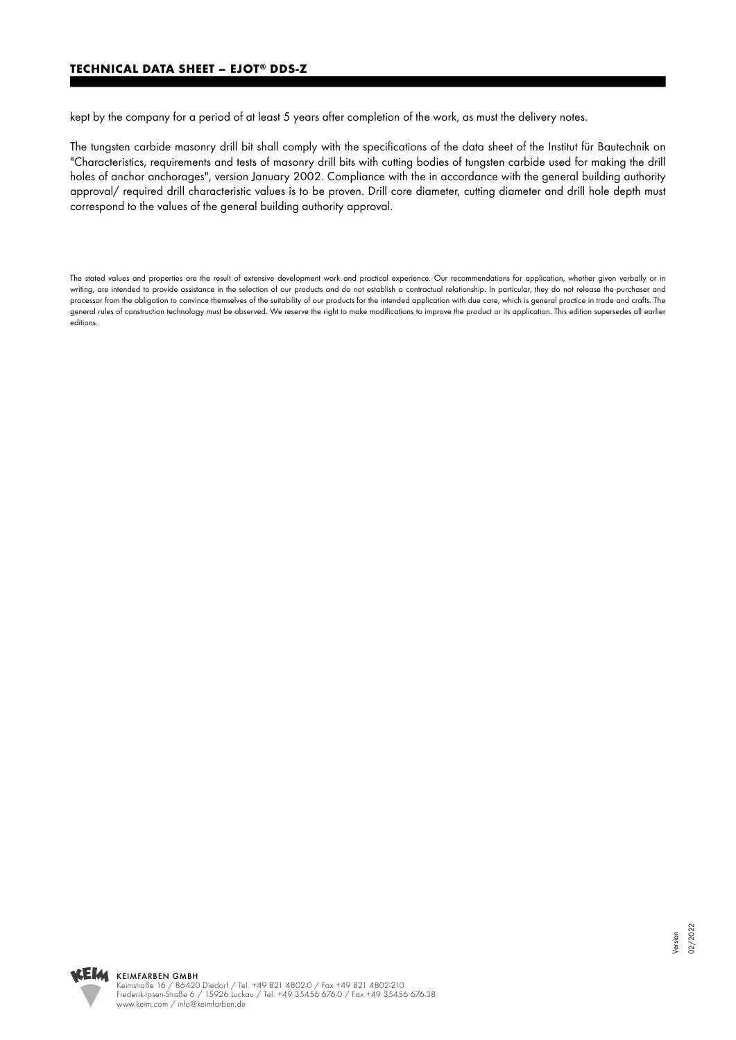kept by the company for a period of at least 5 years after completion of the work, as must the delivery notes.

The tungsten carbide masonry drill bit shall comply with the specifications of the data sheet of the Institut für Bautechnik on "Characteristics, requirements and tests of masonry drill bits with cutting bodies of tungsten carbide used for making the drill holes of anchor anchorages", version January 2002. Compliance with the in accordance with the general building authority approval/ required drill characteristic values is to be proven. Drill core diameter, cutting diameter and drill hole depth must correspond to the values of the general building authority approval.

The stated values and properties are the result of extensive development work and practical experience. Our recommendations for application, whether given verbally or in writing, are intended to provide assistance in the selection of our products and do not establish a contractual relationship. In particular, they do not release the purchaser and processor from the obligation to convince themselves of the suitability of our products for the intended application with due care, which is general practice in trade and crafts. The general rules of construction technology must be observed. We reserve the right to make modifications to improve the product or its application. This edition supersedes all earlier editions.

KEIMFARBEN GMBH
Keimstraße 16 / 86420 Diedorf / Tel. +49 821 4802-0 / Fax +49 821 4802-210
Frederik-Ipsen-Straße 6 / 15926 Luckau / Tel. +49 35456 676-0 / Fax +49 35456 676-38
www.keim.com / info@keimfarben.de

Version 02/2022